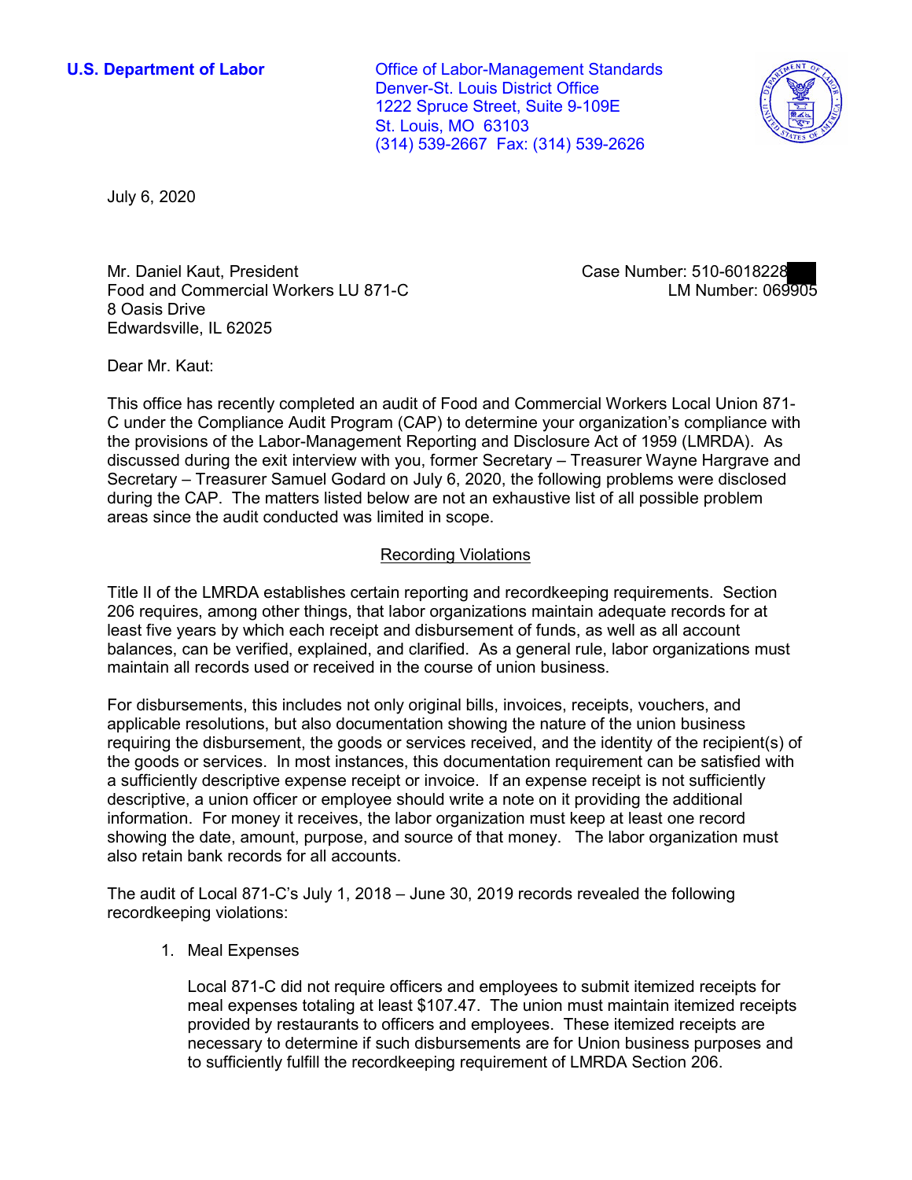U.S. Department of Labor

Office of Labor-Management Standards
Denver-St. Louis District Office
1222 Spruce Street, Suite 9-109E
St. Louis, MO 63103
(314) 539-2667 Fax: (314) 539-2626

July 6, 2020

Mr. Daniel Kaut, President
Food and Commercial Workers LU 871-C
8 Oasis Drive
Edwardsville, IL 62025

Case Number: 510-6018228
LM Number: 069905

Dear Mr. Kaut:

This office has recently completed an audit of Food and Commercial Workers Local Union 871-C under the Compliance Audit Program (CAP) to determine your organization's compliance with the provisions of the Labor-Management Reporting and Disclosure Act of 1959 (LMRDA). As discussed during the exit interview with you, former Secretary – Treasurer Wayne Hargrave and Secretary – Treasurer Samuel Godard on July 6, 2020, the following problems were disclosed during the CAP. The matters listed below are not an exhaustive list of all possible problem areas since the audit conducted was limited in scope.

## Recording Violations

Title II of the LMRDA establishes certain reporting and recordkeeping requirements. Section 206 requires, among other things, that labor organizations maintain adequate records for at least five years by which each receipt and disbursement of funds, as well as all account balances, can be verified, explained, and clarified. As a general rule, labor organizations must maintain all records used or received in the course of union business.

For disbursements, this includes not only original bills, invoices, receipts, vouchers, and applicable resolutions, but also documentation showing the nature of the union business requiring the disbursement, the goods or services received, and the identity of the recipient(s) of the goods or services. In most instances, this documentation requirement can be satisfied with a sufficiently descriptive expense receipt or invoice. If an expense receipt is not sufficiently descriptive, a union officer or employee should write a note on it providing the additional information. For money it receives, the labor organization must keep at least one record showing the date, amount, purpose, and source of that money. The labor organization must also retain bank records for all accounts.

The audit of Local 871-C's July 1, 2018 – June 30, 2019 records revealed the following recordkeeping violations:

1. Meal Expenses

   Local 871-C did not require officers and employees to submit itemized receipts for meal expenses totaling at least $107.47. The union must maintain itemized receipts provided by restaurants to officers and employees. These itemized receipts are necessary to determine if such disbursements are for Union business purposes and to sufficiently fulfill the recordkeeping requirement of LMRDA Section 206.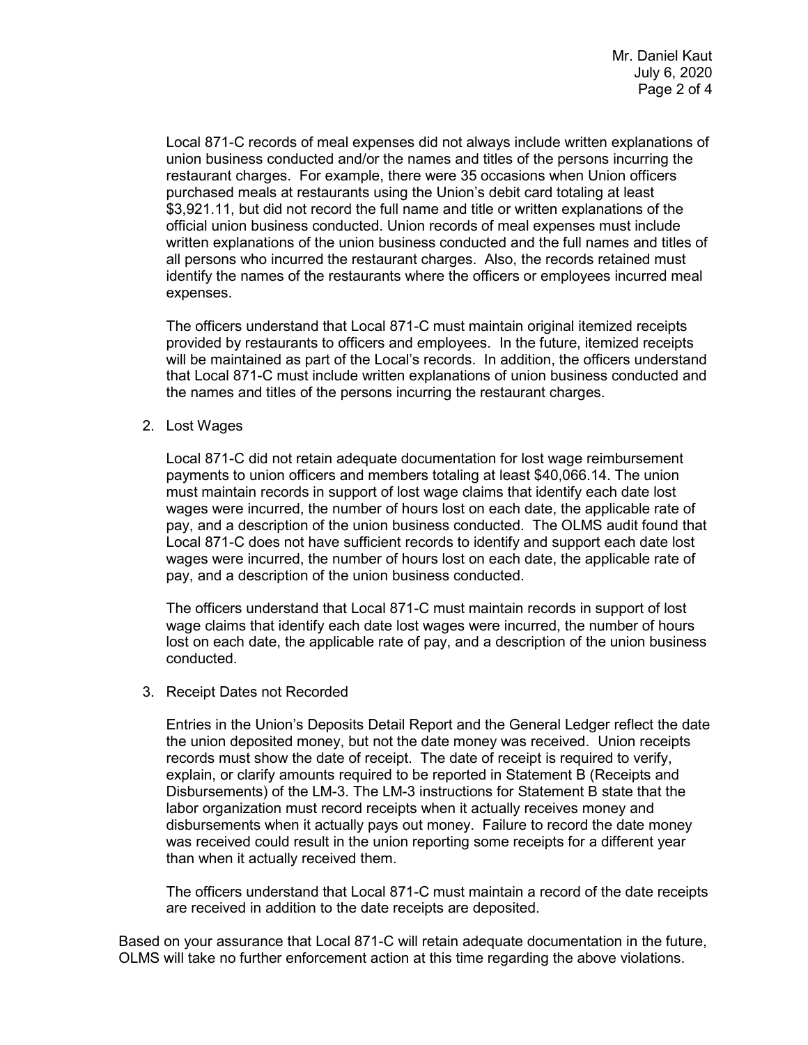Local 871-C records of meal expenses did not always include written explanations of union business conducted and/or the names and titles of the persons incurring the restaurant charges. For example, there were 35 occasions when Union officers purchased meals at restaurants using the Union's debit card totaling at least $3,921.11, but did not record the full name and title or written explanations of the official union business conducted. Union records of meal expenses must include written explanations of the union business conducted and the full names and titles of all persons who incurred the restaurant charges. Also, the records retained must identify the names of the restaurants where the officers or employees incurred meal expenses.

The officers understand that Local 871-C must maintain original itemized receipts provided by restaurants to officers and employees. In the future, itemized receipts will be maintained as part of the Local's records. In addition, the officers understand that Local 871-C must include written explanations of union business conducted and the names and titles of the persons incurring the restaurant charges.

2. Lost Wages

   Local 871-C did not retain adequate documentation for lost wage reimbursement payments to union officers and members totaling at least $40,066.14. The union must maintain records in support of lost wage claims that identify each date lost wages were incurred, the number of hours lost on each date, the applicable rate of pay, and a description of the union business conducted. The OLMS audit found that Local 871-C does not have sufficient records to identify and support each date lost wages were incurred, the number of hours lost on each date, the applicable rate of pay, and a description of the union business conducted.

   The officers understand that Local 871-C must maintain records in support of lost wage claims that identify each date lost wages were incurred, the number of hours lost on each date, the applicable rate of pay, and a description of the union business conducted.

3. Receipt Dates not Recorded

   Entries in the Union's Deposits Detail Report and the General Ledger reflect the date the union deposited money, but not the date money was received. Union receipts records must show the date of receipt. The date of receipt is required to verify, explain, or clarify amounts required to be reported in Statement B (Receipts and Disbursements) of the LM-3. The LM-3 instructions for Statement B state that the labor organization must record receipts when it actually receives money and disbursements when it actually pays out money. Failure to record the date money was received could result in the union reporting some receipts for a different year than when it actually received them.

   The officers understand that Local 871-C must maintain a record of the date receipts are received in addition to the date receipts are deposited.

Based on your assurance that Local 871-C will retain adequate documentation in the future, OLMS will take no further enforcement action at this time regarding the above violations.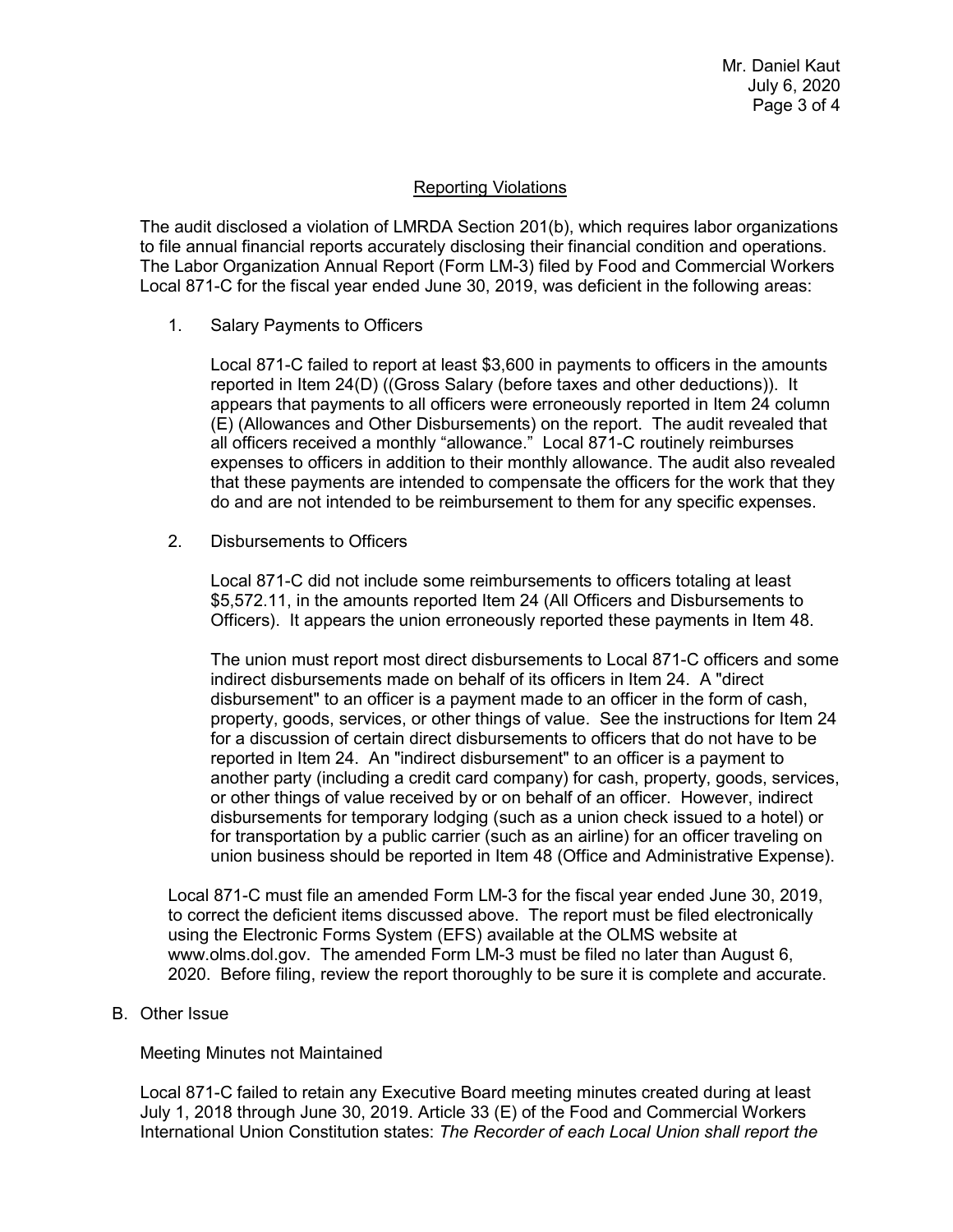## Reporting Violations

The audit disclosed a violation of LMRDA Section 201(b), which requires labor organizations to file annual financial reports accurately disclosing their financial condition and operations. The Labor Organization Annual Report (Form LM-3) filed by Food and Commercial Workers Local 871-C for the fiscal year ended June 30, 2019, was deficient in the following areas:

1. Salary Payments to Officers

   Local 871-C failed to report at least $3,600 in payments to officers in the amounts reported in Item 24(D) ((Gross Salary (before taxes and other deductions)). It appears that payments to all officers were erroneously reported in Item 24 column (E) (Allowances and Other Disbursements) on the report. The audit revealed that all officers received a monthly "allowance." Local 871-C routinely reimburses expenses to officers in addition to their monthly allowance. The audit also revealed that these payments are intended to compensate the officers for the work that they do and are not intended to be reimbursement to them for any specific expenses.

2. Disbursements to Officers

   Local 871-C did not include some reimbursements to officers totaling at least $5,572.11, in the amounts reported Item 24 (All Officers and Disbursements to Officers). It appears the union erroneously reported these payments in Item 48.

   The union must report most direct disbursements to Local 871-C officers and some indirect disbursements made on behalf of its officers in Item 24. A "direct disbursement" to an officer is a payment made to an officer in the form of cash, property, goods, services, or other things of value. See the instructions for Item 24 for a discussion of certain direct disbursements to officers that do not have to be reported in Item 24. An "indirect disbursement" to an officer is a payment to another party (including a credit card company) for cash, property, goods, services, or other things of value received by or on behalf of an officer. However, indirect disbursements for temporary lodging (such as a union check issued to a hotel) or for transportation by a public carrier (such as an airline) for an officer traveling on union business should be reported in Item 48 (Office and Administrative Expense).

Local 871-C must file an amended Form LM-3 for the fiscal year ended June 30, 2019, to correct the deficient items discussed above. The report must be filed electronically using the Electronic Forms System (EFS) available at the OLMS website at www.olms.dol.gov. The amended Form LM-3 must be filed no later than August 6, 2020. Before filing, review the report thoroughly to be sure it is complete and accurate.

B. Other Issue

Meeting Minutes not Maintained

Local 871-C failed to retain any Executive Board meeting minutes created during at least July 1, 2018 through June 30, 2019. Article 33 (E) of the Food and Commercial Workers International Union Constitution states: *The Recorder of each Local Union shall report the*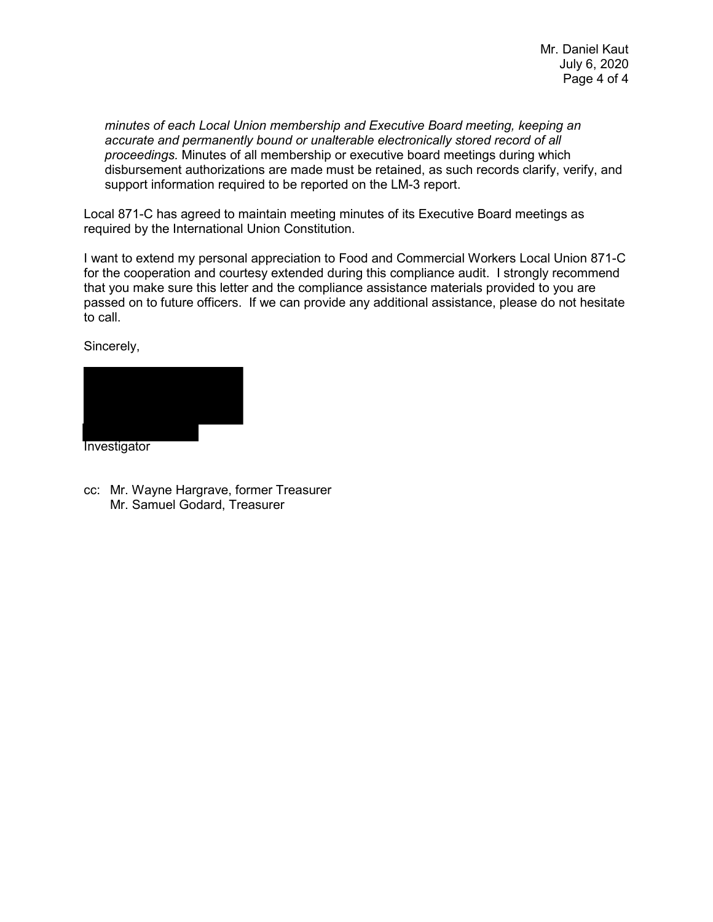*minutes of each Local Union membership and Executive Board meeting, keeping an accurate and permanently bound or unalterable electronically stored record of all proceedings.* Minutes of all membership or executive board meetings during which disbursement authorizations are made must be retained, as such records clarify, verify, and support information required to be reported on the LM-3 report.

Local 871-C has agreed to maintain meeting minutes of its Executive Board meetings as required by the International Union Constitution.

I want to extend my personal appreciation to Food and Commercial Workers Local Union 871-C for the cooperation and courtesy extended during this compliance audit. I strongly recommend that you make sure this letter and the compliance assistance materials provided to you are passed on to future officers. If we can provide any additional assistance, please do not hesitate to call.

Sincerely,

Investigator

cc: Mr. Wayne Hargrave, former Treasurer
Mr. Samuel Godard, Treasurer